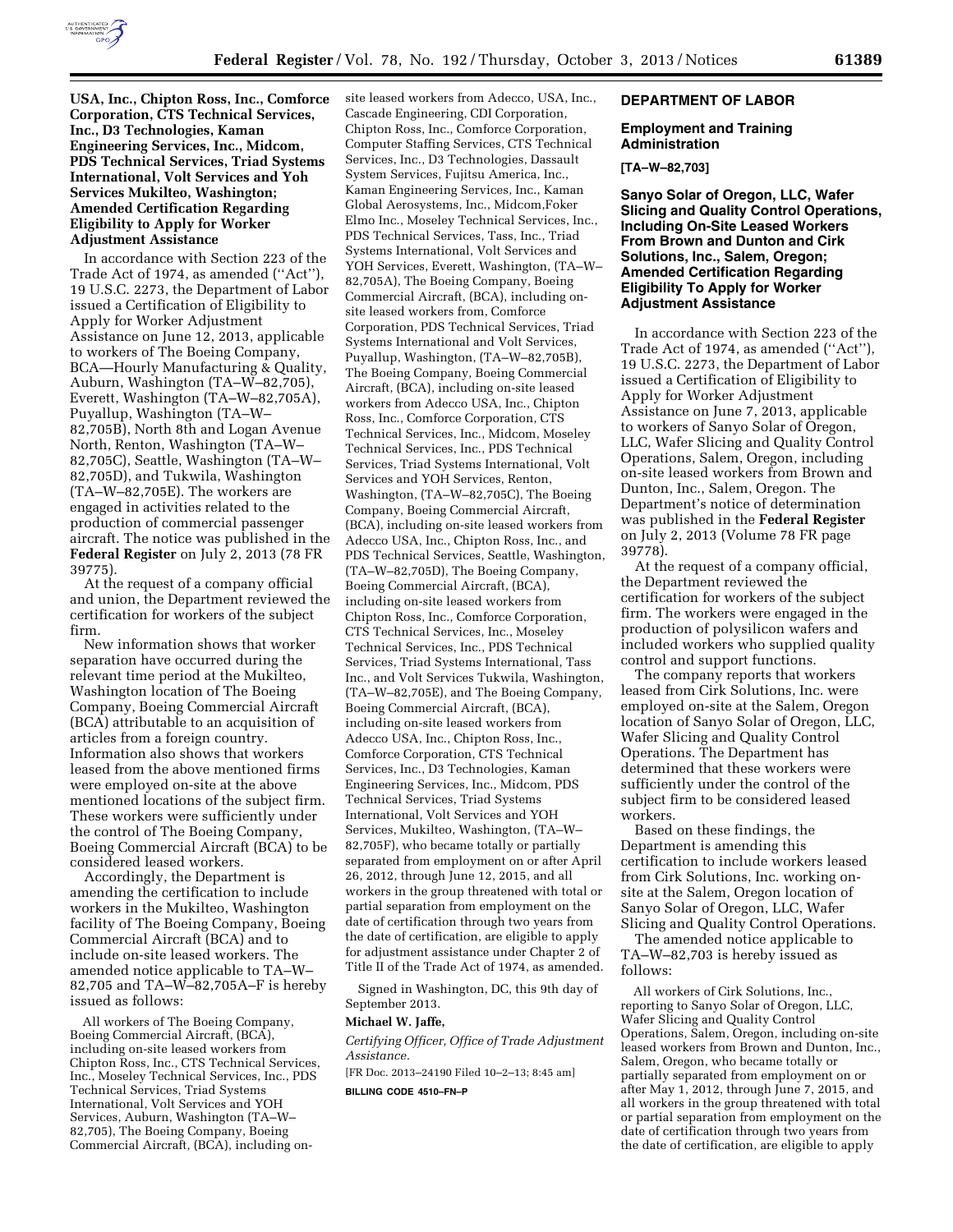**USA, Inc., Chipton Ross, Inc., Comforce Corporation, CTS Technical Services, Inc., D3 Technologies, Kaman Engineering Services, Inc., Midcom, PDS Technical Services, Triad Systems International, Volt Services and Yoh Services Mukilteo, Washington; Amended Certification Regarding Eligibility to Apply for Worker Adjustment Assistance**

In accordance with Section 223 of the Trade Act of 1974, as amended (''Act''), 19 U.S.C. 2273, the Department of Labor issued a Certification of Eligibility to Apply for Worker Adjustment Assistance on June 12, 2013, applicable to workers of The Boeing Company, BCA—Hourly Manufacturing & Quality, Auburn, Washington (TA–W–82,705), Everett, Washington (TA–W–82,705A), Puyallup, Washington (TA–W–82,705B), North 8th and Logan Avenue North, Renton, Washington (TA–W–82,705C), Seattle, Washington (TA–W–82,705D), and Tukwila, Washington (TA–W–82,705E). The workers are engaged in activities related to the production of commercial passenger aircraft. The notice was published in the **Federal Register** on July 2, 2013 (78 FR 39775).

At the request of a company official and union, the Department reviewed the certification for workers of the subject firm.

New information shows that worker separation have occurred during the relevant time period at the Mukilteo, Washington location of The Boeing Company, Boeing Commercial Aircraft (BCA) attributable to an acquisition of articles from a foreign country. Information also shows that workers leased from the above mentioned firms were employed on-site at the above mentioned locations of the subject firm. These workers were sufficiently under the control of The Boeing Company, Boeing Commercial Aircraft (BCA) to be considered leased workers.

Accordingly, the Department is amending the certification to include workers in the Mukilteo, Washington facility of The Boeing Company, Boeing Commercial Aircraft (BCA) and to include on-site leased workers. The amended notice applicable to TA–W–82,705 and TA–W–82,705A–F is hereby issued as follows:

All workers of The Boeing Company, Boeing Commercial Aircraft, (BCA), including on-site leased workers from Chipton Ross, Inc., CTS Technical Services, Inc., Moseley Technical Services, Inc., PDS Technical Services, Triad Systems International, Volt Services and YOH Services, Auburn, Washington (TA–W–82,705), The Boeing Company, Boeing Commercial Aircraft, (BCA), including on-site leased workers from Adecco, USA, Inc., Cascade Engineering, CDI Corporation, Chipton Ross, Inc., Comforce Corporation, Computer Staffing Services, CTS Technical Services, Inc., D3 Technologies, Dassault System Services, Fujitsu America, Inc., Kaman Engineering Services, Inc., Kaman Global Aerosystems, Inc., Midcom,Foker Elmo Inc., Moseley Technical Services, Inc., PDS Technical Services, Tass, Inc., Triad Systems International, Volt Services and YOH Services, Everett, Washington, (TA–W–82,705A), The Boeing Company, Boeing Commercial Aircraft, (BCA), including on-site leased workers from, Comforce Corporation, PDS Technical Services, Triad Systems International and Volt Services, Puyallup, Washington, (TA–W–82,705B), The Boeing Company, Boeing Commercial Aircraft, (BCA), including on-site leased workers from Adecco USA, Inc., Chipton Ross, Inc., Comforce Corporation, CTS Technical Services, Inc., Midcom, Moseley Technical Services, Inc., PDS Technical Services, Triad Systems International, Volt Services and YOH Services, Renton, Washington, (TA–W–82,705C), The Boeing Company, Boeing Commercial Aircraft, (BCA), including on-site leased workers from Adecco USA, Inc., Chipton Ross, Inc., and PDS Technical Services, Seattle, Washington, (TA–W–82,705D), The Boeing Company, Boeing Commercial Aircraft, (BCA), including on-site leased workers from Chipton Ross, Inc., Comforce Corporation, CTS Technical Services, Inc., Moseley Technical Services, Inc., PDS Technical Services, Triad Systems International, Tass Inc., and Volt Services Tukwila, Washington, (TA–W–82,705E), and The Boeing Company, Boeing Commercial Aircraft, (BCA), including on-site leased workers from Adecco USA, Inc., Chipton Ross, Inc., Comforce Corporation, CTS Technical Services, Inc., D3 Technologies, Kaman Engineering Services, Inc., Midcom, PDS Technical Services, Triad Systems International, Volt Services and YOH Services, Mukilteo, Washington, (TA–W–82,705F), who became totally or partially separated from employment on or after April 26, 2012, through June 12, 2015, and all workers in the group threatened with total or partial separation from employment on the date of certification through two years from the date of certification, are eligible to apply for adjustment assistance under Chapter 2 of Title II of the Trade Act of 1974, as amended.

Signed in Washington, DC, this 9th day of September 2013.

**Michael W. Jaffe,**

*Certifying Officer, Office of Trade Adjustment Assistance.*

[FR Doc. 2013–24190 Filed 10–2–13; 8:45 am]

**BILLING CODE 4510–FN–P**

## DEPARTMENT OF LABOR

### Employment and Training Administration

**[TA–W–82,703]**

**Sanyo Solar of Oregon, LLC, Wafer Slicing and Quality Control Operations, Including On-Site Leased Workers From Brown and Dunton and Cirk Solutions, Inc., Salem, Oregon; Amended Certification Regarding Eligibility To Apply for Worker Adjustment Assistance**

In accordance with Section 223 of the Trade Act of 1974, as amended (''Act''), 19 U.S.C. 2273, the Department of Labor issued a Certification of Eligibility to Apply for Worker Adjustment Assistance on June 7, 2013, applicable to workers of Sanyo Solar of Oregon, LLC, Wafer Slicing and Quality Control Operations, Salem, Oregon, including on-site leased workers from Brown and Dunton, Inc., Salem, Oregon. The Department's notice of determination was published in the **Federal Register** on July 2, 2013 (Volume 78 FR page 39778).

At the request of a company official, the Department reviewed the certification for workers of the subject firm. The workers were engaged in the production of polysilicon wafers and included workers who supplied quality control and support functions.

The company reports that workers leased from Cirk Solutions, Inc. were employed on-site at the Salem, Oregon location of Sanyo Solar of Oregon, LLC, Wafer Slicing and Quality Control Operations. The Department has determined that these workers were sufficiently under the control of the subject firm to be considered leased workers.

Based on these findings, the Department is amending this certification to include workers leased from Cirk Solutions, Inc. working on-site at the Salem, Oregon location of Sanyo Solar of Oregon, LLC, Wafer Slicing and Quality Control Operations.

The amended notice applicable to TA–W–82,703 is hereby issued as follows:

All workers of Cirk Solutions, Inc., reporting to Sanyo Solar of Oregon, LLC, Wafer Slicing and Quality Control Operations, Salem, Oregon, including on-site leased workers from Brown and Dunton, Inc., Salem, Oregon, who became totally or partially separated from employment on or after May 1, 2012, through June 7, 2015, and all workers in the group threatened with total or partial separation from employment on the date of certification through two years from the date of certification, are eligible to apply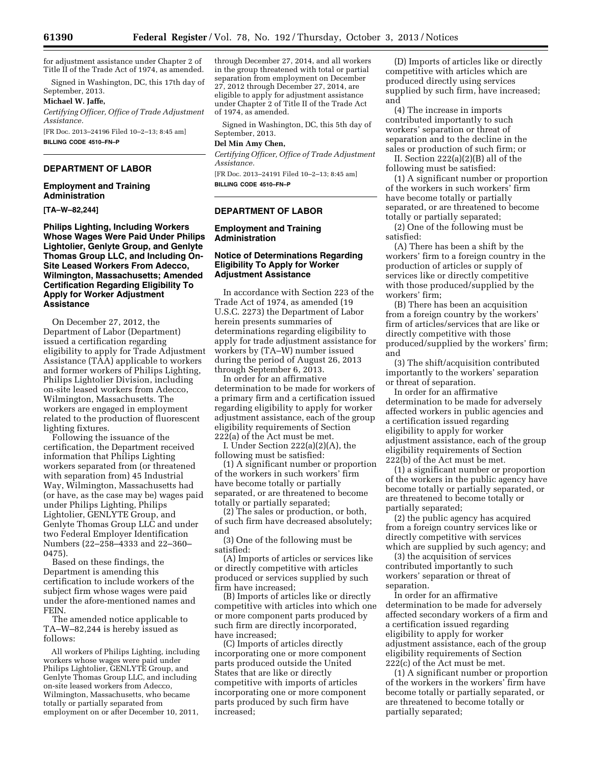for adjustment assistance under Chapter 2 of Title II of the Trade Act of 1974, as amended.

Signed in Washington, DC, this 17th day of September, 2013.

**Michael W. Jaffe,**

*Certifying Officer, Office of Trade Adjustment Assistance.*

[FR Doc. 2013–24196 Filed 10–2–13; 8:45 am]

**BILLING CODE 4510–FN–P**

## DEPARTMENT OF LABOR

### Employment and Training Administration

**[TA–W–82,244]**

### Philips Lighting, Including Workers Whose Wages Were Paid Under Philips Lightolier, Genlyte Group, and Genlyte Thomas Group LLC, and Including On-Site Leased Workers From Adecco, Wilmington, Massachusetts; Amended Certification Regarding Eligibility To Apply for Worker Adjustment Assistance

On December 27, 2012, the Department of Labor (Department) issued a certification regarding eligibility to apply for Trade Adjustment Assistance (TAA) applicable to workers and former workers of Philips Lighting, Philips Lightolier Division, including on-site leased workers from Adecco, Wilmington, Massachusetts. The workers are engaged in employment related to the production of fluorescent lighting fixtures.

Following the issuance of the certification, the Department received information that Philips Lighting workers separated from (or threatened with separation from) 45 Industrial Way, Wilmington, Massachusetts had (or have, as the case may be) wages paid under Philips Lighting, Philips Lightolier, GENLYTE Group, and Genlyte Thomas Group LLC and under two Federal Employer Identification Numbers (22–258–4333 and 22–360–0475).

Based on these findings, the Department is amending this certification to include workers of the subject firm whose wages were paid under the afore-mentioned names and FEIN.

The amended notice applicable to TA–W–82,244 is hereby issued as follows:

> All workers of Philips Lighting, including workers whose wages were paid under Philips Lightolier, GENLYTE Group, and Genlyte Thomas Group LLC, and including on-site leased workers from Adecco, Wilmington, Massachusetts, who became totally or partially separated from employment on or after December 10, 2011, through December 27, 2014, and all workers in the group threatened with total or partial separation from employment on December 27, 2012 through December 27, 2014, are eligible to apply for adjustment assistance under Chapter 2 of Title II of the Trade Act of 1974, as amended.

Signed in Washington, DC, this 5th day of September, 2013.

**Del Min Amy Chen,**

*Certifying Officer, Office of Trade Adjustment Assistance.*

[FR Doc. 2013–24191 Filed 10–2–13; 8:45 am]

**BILLING CODE 4510–FN–P**

## DEPARTMENT OF LABOR

### Employment and Training Administration

### Notice of Determinations Regarding Eligibility To Apply for Worker Adjustment Assistance

In accordance with Section 223 of the Trade Act of 1974, as amended (19 U.S.C. 2273) the Department of Labor herein presents summaries of determinations regarding eligibility to apply for trade adjustment assistance for workers by (TA–W) number issued during the period of August 26, 2013 through September 6, 2013.

In order for an affirmative determination to be made for workers of a primary firm and a certification issued regarding eligibility to apply for worker adjustment assistance, each of the group eligibility requirements of Section 222(a) of the Act must be met.

I. Under Section 222(a)(2)(A), the following must be satisfied:

(1) A significant number or proportion of the workers in such workers' firm have become totally or partially separated, or are threatened to become totally or partially separated;

(2) The sales or production, or both, of such firm have decreased absolutely; and

(3) One of the following must be satisfied:

(A) Imports of articles or services like or directly competitive with articles produced or services supplied by such firm have increased;

(B) Imports of articles like or directly competitive with articles into which one or more component parts produced by such firm are directly incorporated, have increased;

(C) Imports of articles directly incorporating one or more component parts produced outside the United States that are like or directly competitive with imports of articles incorporating one or more component parts produced by such firm have increased;

(D) Imports of articles like or directly competitive with articles which are produced directly using services supplied by such firm, have increased; and

(4) The increase in imports contributed importantly to such workers' separation or threat of separation and to the decline in the sales or production of such firm; or

II. Section 222(a)(2)(B) all of the following must be satisfied:

(1) A significant number or proportion of the workers in such workers' firm have become totally or partially separated, or are threatened to become totally or partially separated;

(2) One of the following must be satisfied:

(A) There has been a shift by the workers' firm to a foreign country in the production of articles or supply of services like or directly competitive with those produced/supplied by the workers' firm;

(B) There has been an acquisition from a foreign country by the workers' firm of articles/services that are like or directly competitive with those produced/supplied by the workers' firm; and

(3) The shift/acquisition contributed importantly to the workers' separation or threat of separation.

In order for an affirmative determination to be made for adversely affected workers in public agencies and a certification issued regarding eligibility to apply for worker adjustment assistance, each of the group eligibility requirements of Section 222(b) of the Act must be met.

(1) a significant number or proportion of the workers in the public agency have become totally or partially separated, or are threatened to become totally or partially separated;

(2) the public agency has acquired from a foreign country services like or directly competitive with services which are supplied by such agency; and

(3) the acquisition of services contributed importantly to such workers' separation or threat of separation.

In order for an affirmative determination to be made for adversely affected secondary workers of a firm and a certification issued regarding eligibility to apply for worker adjustment assistance, each of the group eligibility requirements of Section 222(c) of the Act must be met.

(1) A significant number or proportion of the workers in the workers' firm have become totally or partially separated, or are threatened to become totally or partially separated;